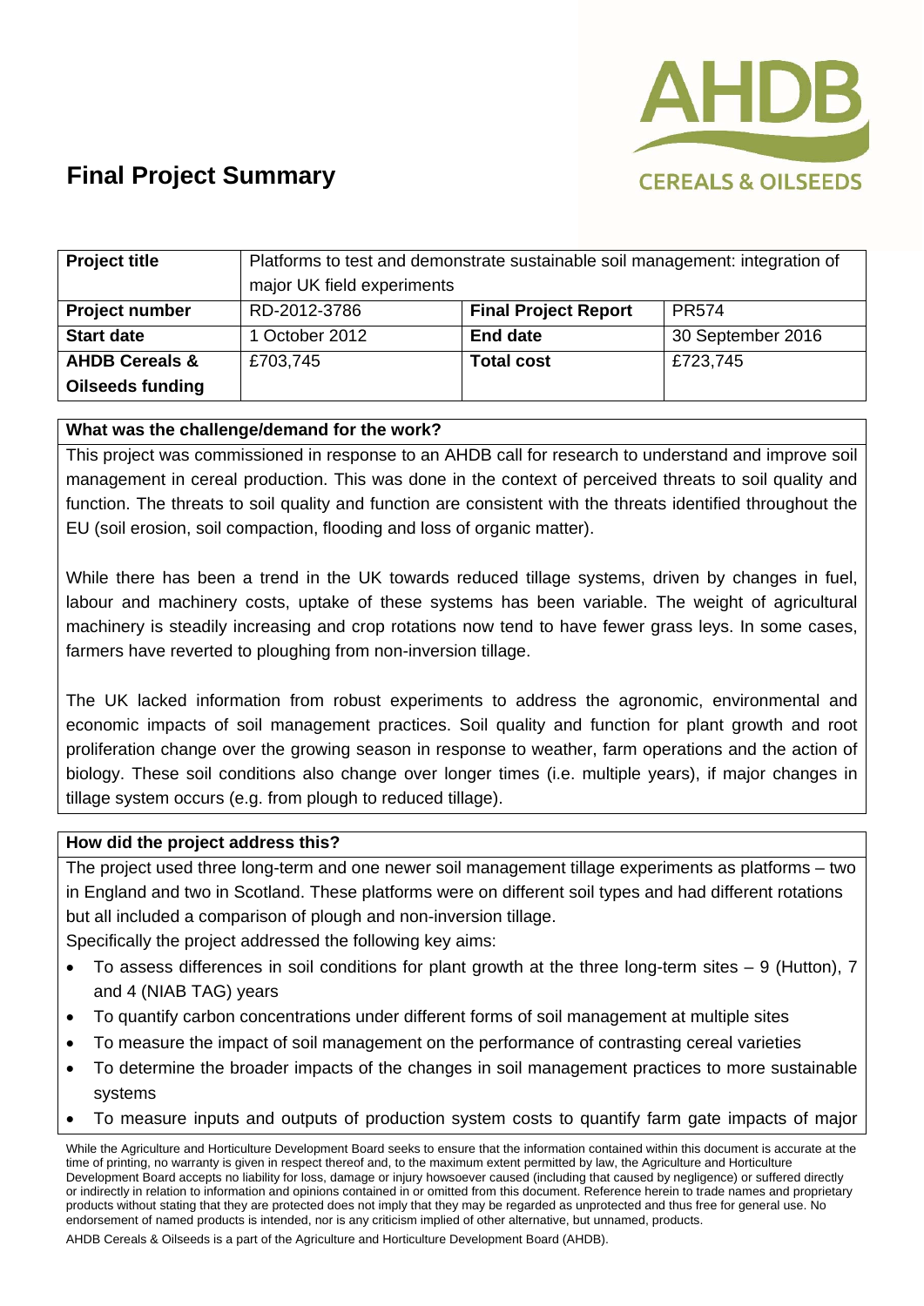# Final Project Summary

| Project title | Platforms to test and demonstrate sustainable soil management: integration of major UK field experiments | | |
|---|---|---|---|
| **Project number** | RD-2012-3786 | **Final Project Report** | PR574 |
| **Start date** | 1 October 2012 | **End date** | 30 September 2016 |
| **AHDB Cereals & Oilseeds funding** | £703,745 | **Total cost** | £723,745 |

**What was the challenge/demand for the work?**

This project was commissioned in response to an AHDB call for research to understand and improve soil management in cereal production. This was done in the context of perceived threats to soil quality and function. The threats to soil quality and function are consistent with the threats identified throughout the EU (soil erosion, soil compaction, flooding and loss of organic matter).

While there has been a trend in the UK towards reduced tillage systems, driven by changes in fuel, labour and machinery costs, uptake of these systems has been variable. The weight of agricultural machinery is steadily increasing and crop rotations now tend to have fewer grass leys. In some cases, farmers have reverted to ploughing from non-inversion tillage.

The UK lacked information from robust experiments to address the agronomic, environmental and economic impacts of soil management practices. Soil quality and function for plant growth and root proliferation change over the growing season in response to weather, farm operations and the action of biology. These soil conditions also change over longer times (i.e. multiple years), if major changes in tillage system occurs (e.g. from plough to reduced tillage).

**How did the project address this?**

The project used three long-term and one newer soil management tillage experiments as platforms – two in England and two in Scotland. These platforms were on different soil types and had different rotations but all included a comparison of plough and non-inversion tillage.

Specifically the project addressed the following key aims:

- To assess differences in soil conditions for plant growth at the three long-term sites – 9 (Hutton), 7 and 4 (NIAB TAG) years
- To quantify carbon concentrations under different forms of soil management at multiple sites
- To measure the impact of soil management on the performance of contrasting cereal varieties
- To determine the broader impacts of the changes in soil management practices to more sustainable systems
- To measure inputs and outputs of production system costs to quantify farm gate impacts of major

While the Agriculture and Horticulture Development Board seeks to ensure that the information contained within this document is accurate at the time of printing, no warranty is given in respect thereof and, to the maximum extent permitted by law, the Agriculture and Horticulture Development Board accepts no liability for loss, damage or injury howsoever caused (including that caused by negligence) or suffered directly or indirectly in relation to information and opinions contained in or omitted from this document. Reference herein to trade names and proprietary products without stating that they are protected does not imply that they may be regarded as unprotected and thus free for general use. No endorsement of named products is intended, nor is any criticism implied of other alternative, but unnamed, products.

AHDB Cereals & Oilseeds is a part of the Agriculture and Horticulture Development Board (AHDB).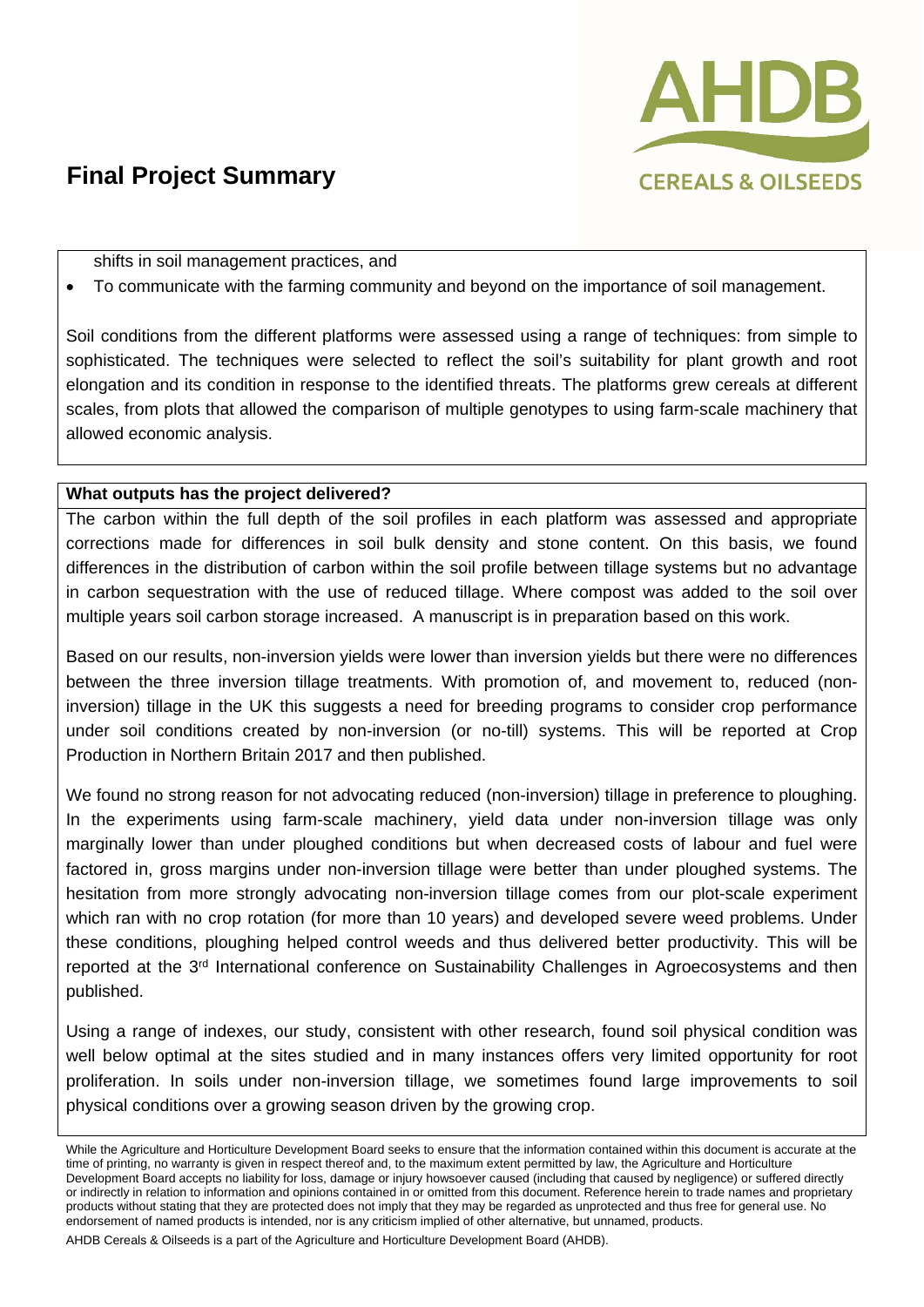shifts in soil management practices, and

- To communicate with the farming community and beyond on the importance of soil management.

Soil conditions from the different platforms were assessed using a range of techniques: from simple to sophisticated. The techniques were selected to reflect the soil's suitability for plant growth and root elongation and its condition in response to the identified threats. The platforms grew cereals at different scales, from plots that allowed the comparison of multiple genotypes to using farm-scale machinery that allowed economic analysis.

**What outputs has the project delivered?**

The carbon within the full depth of the soil profiles in each platform was assessed and appropriate corrections made for differences in soil bulk density and stone content. On this basis, we found differences in the distribution of carbon within the soil profile between tillage systems but no advantage in carbon sequestration with the use of reduced tillage. Where compost was added to the soil over multiple years soil carbon storage increased. A manuscript is in preparation based on this work.

Based on our results, non-inversion yields were lower than inversion yields but there were no differences between the three inversion tillage treatments. With promotion of, and movement to, reduced (non-inversion) tillage in the UK this suggests a need for breeding programs to consider crop performance under soil conditions created by non-inversion (or no-till) systems. This will be reported at Crop Production in Northern Britain 2017 and then published.

We found no strong reason for not advocating reduced (non-inversion) tillage in preference to ploughing. In the experiments using farm-scale machinery, yield data under non-inversion tillage was only marginally lower than under ploughed conditions but when decreased costs of labour and fuel were factored in, gross margins under non-inversion tillage were better than under ploughed systems. The hesitation from more strongly advocating non-inversion tillage comes from our plot-scale experiment which ran with no crop rotation (for more than 10 years) and developed severe weed problems. Under these conditions, ploughing helped control weeds and thus delivered better productivity. This will be reported at the 3rd International conference on Sustainability Challenges in Agroecosystems and then published.

Using a range of indexes, our study, consistent with other research, found soil physical condition was well below optimal at the sites studied and in many instances offers very limited opportunity for root proliferation. In soils under non-inversion tillage, we sometimes found large improvements to soil physical conditions over a growing season driven by the growing crop.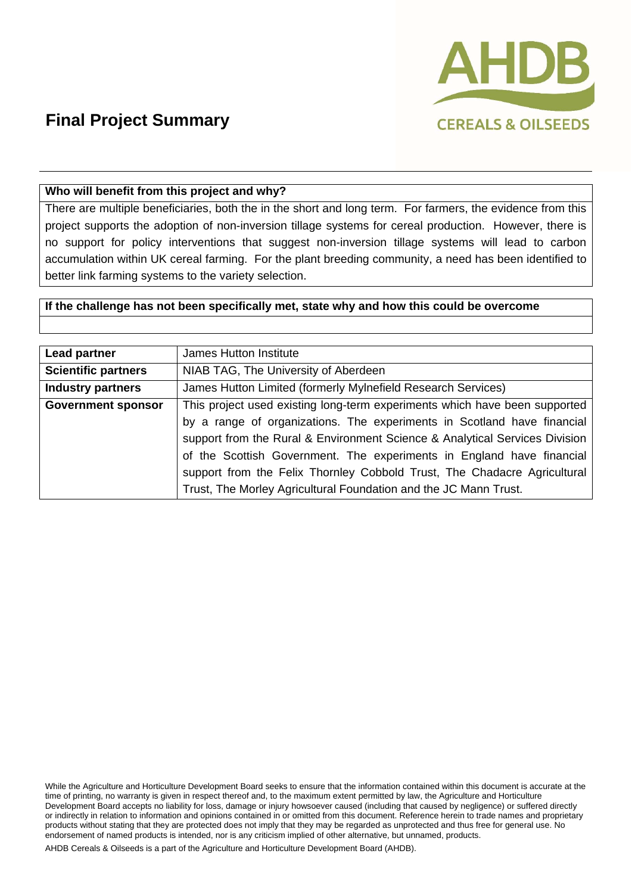## Final Project Summary

| Who will benefit from this project and why? |
|---|
| There are multiple beneficiaries, both the in the short and long term. For farmers, the evidence from this project supports the adoption of non-inversion tillage systems for cereal production. However, there is no support for policy interventions that suggest non-inversion tillage systems will lead to carbon accumulation within UK cereal farming. For the plant breeding community, a need has been identified to better link farming systems to the variety selection. |

| If the challenge has not been specifically met, state why and how this could be overcome |
|---|
| |

| | |
|---|---|
| **Lead partner** | James Hutton Institute |
| **Scientific partners** | NIAB TAG, The University of Aberdeen |
| **Industry partners** | James Hutton Limited (formerly Mylnefield Research Services) |
| **Government sponsor** | This project used existing long-term experiments which have been supported by a range of organizations. The experiments in Scotland have financial support from the Rural & Environment Science & Analytical Services Division of the Scottish Government. The experiments in England have financial support from the Felix Thornley Cobbold Trust, The Chadacre Agricultural Trust, The Morley Agricultural Foundation and the JC Mann Trust. |

While the Agriculture and Horticulture Development Board seeks to ensure that the information contained within this document is accurate at the time of printing, no warranty is given in respect thereof and, to the maximum extent permitted by law, the Agriculture and Horticulture Development Board accepts no liability for loss, damage or injury howsoever caused (including that caused by negligence) or suffered directly or indirectly in relation to information and opinions contained in or omitted from this document. Reference herein to trade names and proprietary products without stating that they are protected does not imply that they may be regarded as unprotected and thus free for general use. No endorsement of named products is intended, nor is any criticism implied of other alternative, but unnamed, products.

AHDB Cereals & Oilseeds is a part of the Agriculture and Horticulture Development Board (AHDB).